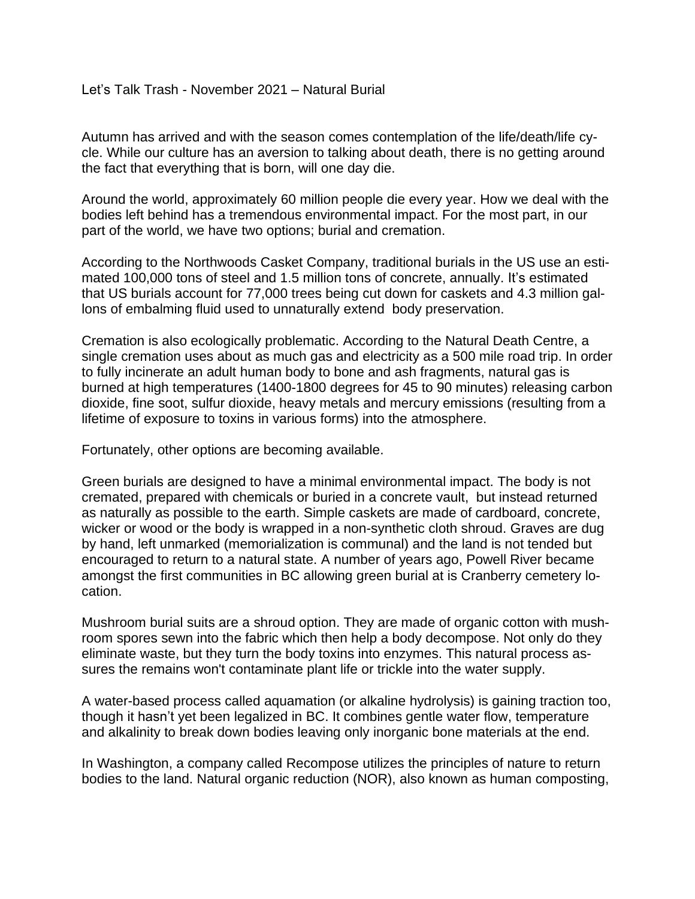Let's Talk Trash - November 2021 – Natural Burial

Autumn has arrived and with the season comes contemplation of the life/death/life cycle. While our culture has an aversion to talking about death, there is no getting around the fact that everything that is born, will one day die.

Around the world, approximately 60 million people die every year. How we deal with the bodies left behind has a tremendous environmental impact. For the most part, in our part of the world, we have two options; burial and cremation.

According to the Northwoods Casket Company, traditional burials in the US use an estimated 100,000 tons of steel and 1.5 million tons of concrete, annually. It's estimated that US burials account for 77,000 trees being cut down for caskets and 4.3 million gallons of embalming fluid used to unnaturally extend body preservation.

Cremation is also ecologically problematic. According to the Natural Death Centre, a single cremation uses about as much gas and electricity as a 500 mile road trip. In order to fully incinerate an adult human body to bone and ash fragments, natural gas is burned at high temperatures (1400-1800 degrees for 45 to 90 minutes) releasing carbon dioxide, fine soot, sulfur dioxide, heavy metals and mercury emissions (resulting from a lifetime of exposure to toxins in various forms) into the atmosphere.

Fortunately, other options are becoming available.

Green burials are designed to have a minimal environmental impact. The body is not cremated, prepared with chemicals or buried in a concrete vault, but instead returned as naturally as possible to the earth. Simple caskets are made of cardboard, concrete, wicker or wood or the body is wrapped in a non-synthetic cloth shroud. Graves are dug by hand, left unmarked (memorialization is communal) and the land is not tended but encouraged to return to a natural state. A number of years ago, Powell River became amongst the first communities in BC allowing green burial at is Cranberry cemetery location.

Mushroom burial suits are a shroud option. They are made of organic cotton with mushroom spores sewn into the fabric which then help a body decompose. Not only do they eliminate waste, but they turn the body toxins into enzymes. This natural process assures the remains won't contaminate plant life or trickle into the water supply.

A water-based process called aquamation (or alkaline hydrolysis) is gaining traction too, though it hasn't yet been legalized in BC. It combines gentle water flow, temperature and alkalinity to break down bodies leaving only inorganic bone materials at the end.

In Washington, a company called Recompose utilizes the principles of nature to return bodies to the land. Natural organic reduction (NOR), also known as human composting,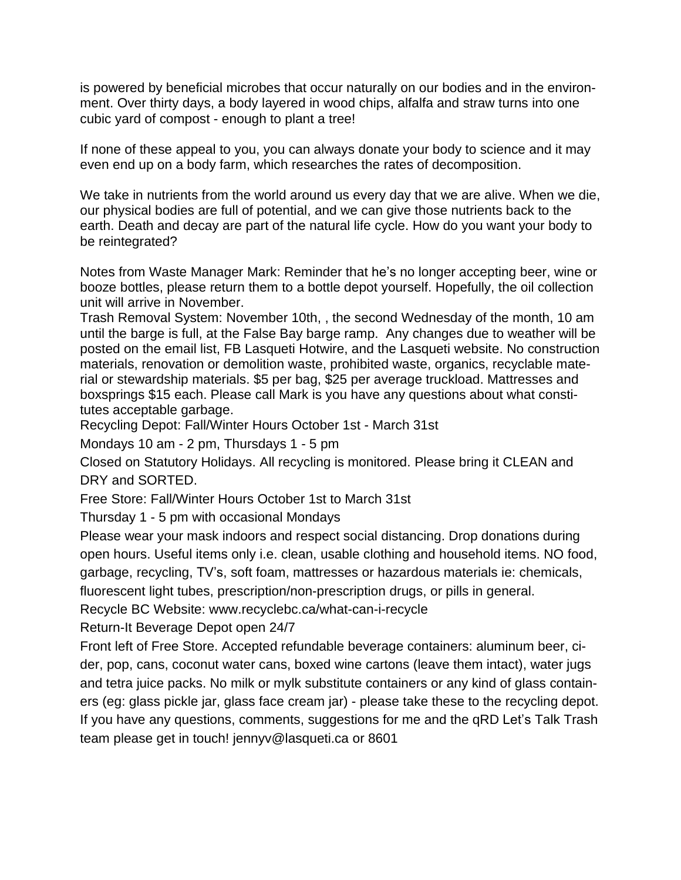is powered by beneficial microbes that occur naturally on our bodies and in the environment. Over thirty days, a body layered in wood chips, alfalfa and straw turns into one cubic yard of compost - enough to plant a tree!

If none of these appeal to you, you can always donate your body to science and it may even end up on a body farm, which researches the rates of decomposition.

We take in nutrients from the world around us every day that we are alive. When we die, our physical bodies are full of potential, and we can give those nutrients back to the earth. Death and decay are part of the natural life cycle. How do you want your body to be reintegrated?

Notes from Waste Manager Mark: Reminder that he's no longer accepting beer, wine or booze bottles, please return them to a bottle depot yourself. Hopefully, the oil collection unit will arrive in November.

Trash Removal System: November 10th, , the second Wednesday of the month, 10 am until the barge is full, at the False Bay barge ramp. Any changes due to weather will be posted on the email list, FB Lasqueti Hotwire, and the Lasqueti website. No construction materials, renovation or demolition waste, prohibited waste, organics, recyclable material or stewardship materials. $5 per bag, $25 per average truckload. Mattresses and boxsprings $15 each. Please call Mark is you have any questions about what constitutes acceptable garbage.

Recycling Depot: Fall/Winter Hours October 1st - March 31st

Mondays 10 am - 2 pm, Thursdays 1 - 5 pm

Closed on Statutory Holidays. All recycling is monitored. Please bring it CLEAN and DRY and SORTED.

Free Store: Fall/Winter Hours October 1st to March 31st

Thursday 1 - 5 pm with occasional Mondays

Please wear your mask indoors and respect social distancing. Drop donations during open hours. Useful items only i.e. clean, usable clothing and household items. NO food, garbage, recycling, TV's, soft foam, mattresses or hazardous materials ie: chemicals, fluorescent light tubes, prescription/non-prescription drugs, or pills in general.

Recycle BC Website: www.recyclebc.ca/what-can-i-recycle

Return-It Beverage Depot open 24/7

Front left of Free Store. Accepted refundable beverage containers: aluminum beer, cider, pop, cans, coconut water cans, boxed wine cartons (leave them intact), water jugs and tetra juice packs. No milk or mylk substitute containers or any kind of glass containers (eg: glass pickle jar, glass face cream jar) - please take these to the recycling depot.

If you have any questions, comments, suggestions for me and the qRD Let's Talk Trash team please get in touch! jennyv@lasqueti.ca or 8601